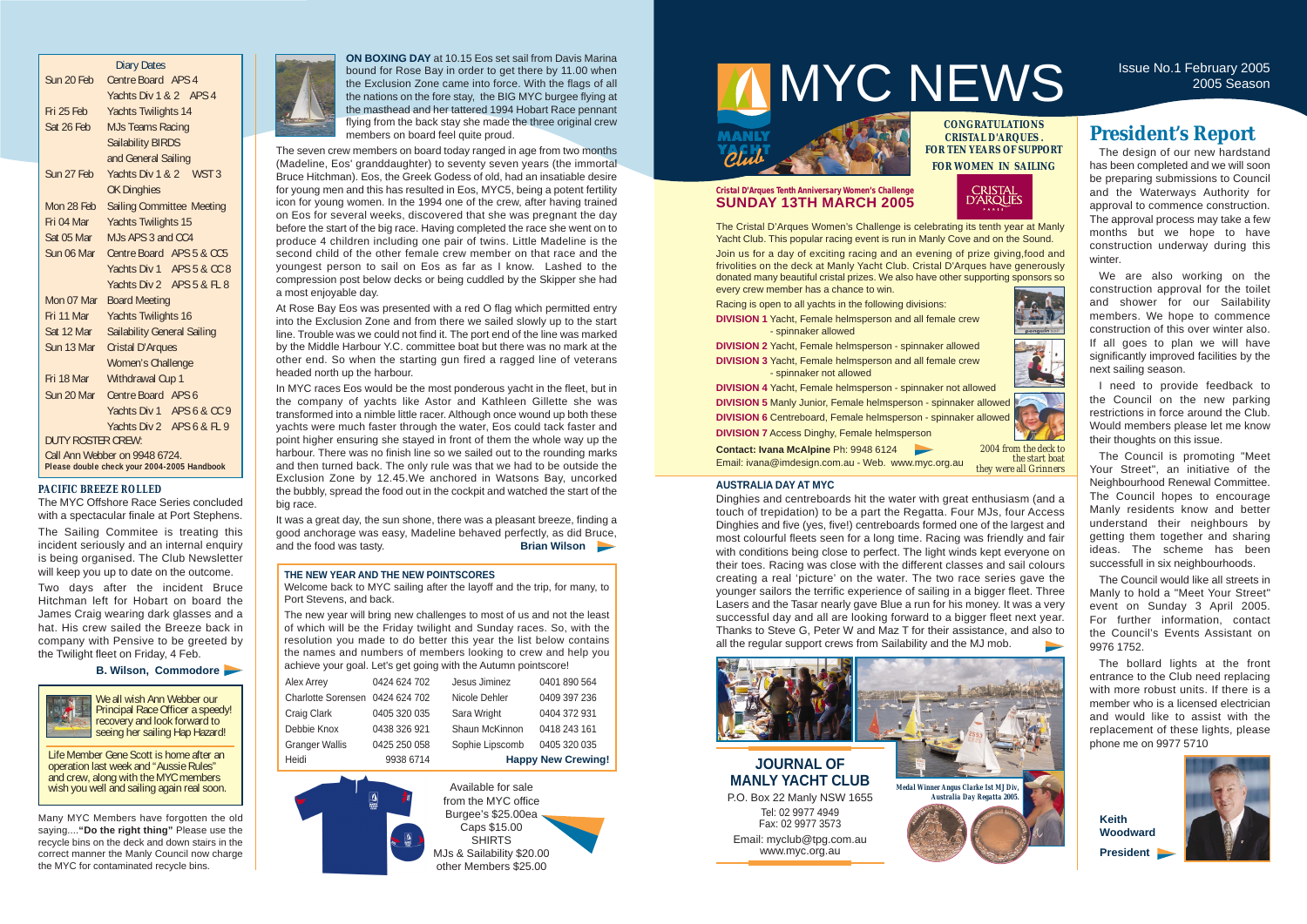# MYC NEWS

Issue No.1 February 2005
2005 Season

## Diary Dates

| | |
|---|---|
| Sun 20 Feb | Centre Board APS 4 |
| | Yachts Div 1 & 2 APS 4 |
| Fri 25 Feb | Yachts Twilights 14 |
| Sat 26 Feb | MJs Teams Racing |
| | Sailability BIRDS |
| | and General Sailing |
| Sun 27 Feb | Yachts Div 1 & 2 WST 3 |
| | OK Dinghies |
| Mon 28 Feb | Sailing Committee Meeting |
| Fri 04 Mar | Yachts Twilights 15 |
| Sat 05 Mar | MJs APS 3 and CC4 |
| Sun 06 Mar | Centre Board APS 5 & CC5 |
| | Yachts Div 1 APS 5 & CC 8 |
| | Yachts Div 2 APS 5 & FL 8 |
| Mon 07 Mar | Board Meeting |
| Fri 11 Mar | Yachts Twilights 16 |
| Sat 12 Mar | Sailability General Sailing |
| Sun 13 Mar | Cristal D'Arques |
| | Women's Challenge |
| Fri 18 Mar | Withdrawal Cup 1 |
| Sun 20 Mar | Centre Board APS 6 |
| | Yachts Div 1 APS 6 & CC 9 |
| | Yachts Div 2 APS 6 & FL 9 |

DUTY ROSTER CREW:

Call Ann Webber on 9948 6724.

**Please double check your 2004-2005 Handbook**

### PACIFIC BREEZE ROLLED

The MYC Offshore Race Series concluded with a spectacular finale at Port Stephens.

The Sailing Commitee is treating this incident seriously and an internal enquiry is being organised. The Club Newsletter will keep you up to date on the outcome.

Two days after the incident Bruce Hitchman left for Hobart on board the James Craig wearing dark glasses and a hat. His crew sailed the Breeze back in company with Pensive to be greeted by the Twilight fleet on Friday, 4 Feb.

**B. Wilson, Commodore**

We all wish Ann Webber our Principal Race Officer a speedy! recovery and look forward to seeing her sailing Hap Hazard!

Life Member Gene Scott is home after an operation last week and "Aussie Rules" and crew, along with the MYC members wish you well and sailing again real soon.

Many MYC Members have forgotten the old saying....**"Do the right thing"** Please use the recycle bins on the deck and down stairs in the correct manner the Manly Council now charge the MYC for contaminated recycle bins.

**ON BOXING DAY** at 10.15 Eos set sail from Davis Marina bound for Rose Bay in order to get there by 11.00 when the Exclusion Zone came into force. With the flags of all the nations on the fore stay, the BIG MYC burgee flying at the masthead and her tattered 1994 Hobart Race pennant flying from the back stay she made the three original crew members on board feel quite proud.

The seven crew members on board today ranged in age from two months (Madeline, Eos' granddaughter) to seventy seven years (the immortal Bruce Hitchman). Eos, the Greek Godess of old, had an insatiable desire for young men and this has resulted in Eos, MYC5, being a potent fertility icon for young women. In the 1994 one of the crew, after having trained on Eos for several weeks, discovered that she was pregnant the day before the start of the big race. Having completed the race she went on to produce 4 children including one pair of twins. Little Madeline is the second child of the other female crew member on that race and the youngest person to sail on Eos as far as I know. Lashed to the compression post below decks or being cuddled by the Skipper she had a most enjoyable day.

At Rose Bay Eos was presented with a red O flag which permitted entry into the Exclusion Zone and from there we sailed slowly up to the start line. Trouble was we could not find it. The port end of the line was marked by the Middle Harbour Y.C. committee boat but there was no mark at the other end. So when the starting gun fired a ragged line of veterans headed north up the harbour.

In MYC races Eos would be the most ponderous yacht in the fleet, but in the company of yachts like Astor and Kathleen Gillette she was transformed into a nimble little racer. Although once wound up both these yachts were much faster through the water, Eos could tack faster and point higher ensuring she stayed in front of them the whole way up the harbour. There was no finish line so we sailed out to the rounding marks and then turned back. The only rule was that we had to be outside the Exclusion Zone by 12.45.We anchored in Watsons Bay, uncorked the bubbly, spread the food out in the cockpit and watched the start of the big race.

It was a great day, the sun shone, there was a pleasant breeze, finding a good anchorage was easy, Madeline behaved perfectly, as did Bruce, and the food was tasty.

**Brian Wilson**

### THE NEW YEAR AND THE NEW POINTSCORES

Welcome back to MYC sailing after the layoff and the trip, for many, to Port Stevens, and back.

The new year will bring new challenges to most of us and not the least of which will be the Friday twilight and Sunday races. So, with the resolution you made to do better this year the list below contains the names and numbers of members looking to crew and help you achieve your goal. Let's get going with the Autumn pointscore!

| | | | |
|---|---|---|---|
| Alex Arrey | 0424 624 702 | Jesus Jiminez | 0401 890 564 |
| Charlotte Sorensen | 0424 624 702 | Nicole Dehler | 0409 397 236 |
| Craig Clark | 0405 320 035 | Sara Wright | 0404 372 931 |
| Debbie Knox | 0438 326 921 | Shaun McKinnon | 0418 243 161 |
| Granger Wallis | 0425 250 058 | Sophie Lipscomb | 0405 320 035 |
| Heidi | 9938 6714 | **Happy New Crewing!** | |

Available for sale from the MYC office
Burgee's $25.00ea
Caps $15.00
SHIRTS
MJs & Sailability $20.00
other Members $25.00

**CONGRATULATIONS CRISTAL D'ARQUES. FOR TEN YEARS OF SUPPORT FOR WOMEN IN SAILING**

**Cristal D'Arques Tenth Anniversary Women's Challenge**
## SUNDAY 13TH MARCH 2005

The Cristal D'Arques Women's Challenge is celebrating its tenth year at Manly Yacht Club. This popular racing event is run in Manly Cove and on the Sound.

Join us for a day of exciting racing and an evening of prize giving,food and frivolities on the deck at Manly Yacht Club. Cristal D'Arques have generously donated many beautiful cristal prizes. We also have other supporting sponsors so every crew member has a chance to win.

Racing is open to all yachts in the following divisions:

**DIVISION 1** Yacht, Female helmsperson and all female crew - spinnaker allowed

**DIVISION 2** Yacht, Female helmsperson - spinnaker allowed

**DIVISION 3** Yacht, Female helmsperson and all female crew - spinnaker not allowed

**DIVISION 4** Yacht, Female helmsperson - spinnaker not allowed

**DIVISION 5** Manly Junior, Female helmsperson - spinnaker allowed

**DIVISION 6** Centreboard, Female helmsperson - spinnaker allowed

**DIVISION 7** Access Dinghy, Female helmsperson

**Contact: Ivana McAlpine** Ph: 9948 6124

Email: ivana@imdesign.com.au - Web. www.myc.org.au

*2004 from the deck to the start boat they were all Grinners*

### AUSTRALIA DAY AT MYC

Dinghies and centreboards hit the water with great enthusiasm (and a touch of trepidation) to be a part the Regatta. Four MJs, four Access Dinghies and five (yes, five!) centreboards formed one of the largest and most colourful fleets seen for a long time. Racing was friendly and fair with conditions being close to perfect. The light winds kept everyone on their toes. Racing was close with the different classes and sail colours creating a real 'picture' on the water. The two race series gave the younger sailors the terrific experience of sailing in a bigger fleet. Three Lasers and the Tasar nearly gave Blue a run for his money. It was a very successful day and all are looking forward to a bigger fleet next year. Thanks to Steve G, Peter W and Maz T for their assistance, and also to all the regular support crews from Sailability and the MJ mob.

*Medal Winner Angus Clarke 1st MJ Div, Australia Day Regatta 2005.*

**JOURNAL OF MANLY YACHT CLUB**

P.O. Box 22 Manly NSW 1655
Tel: 02 9977 4949
Fax: 02 9977 3573
Email: myclub@tpg.com.au
www.myc.org.au

## President's Report

The design of our new hardstand has been completed and we will soon be preparing submissions to Council and the Waterways Authority for approval to commence construction. The approval process may take a few months but we hope to have construction underway during this winter.

We are also working on the construction approval for the toilet and shower for our Sailability members. We hope to commence construction of this over winter also. If all goes to plan we will have significantly improved facilities by the next sailing season.

I need to provide feedback to the Council on the new parking restrictions in force around the Club. Would members please let me know their thoughts on this issue.

The Council is promoting "Meet Your Street", an initiative of the Neighbourhood Renewal Committee. The Council hopes to encourage Manly residents know and better understand their neighbours by getting them together and sharing ideas. The scheme has been successfull in six neighbourhoods.

The Council would like all streets in Manly to hold a "Meet Your Street" event on Sunday 3 April 2005. For further information, contact the Council's Events Assistant on 9976 1752.

The bollard lights at the front entrance to the Club need replacing with more robust units. If there is a member who is a licensed electrician and would like to assist with the replacement of these lights, please phone me on 9977 5710

**Keith Woodward**
**President**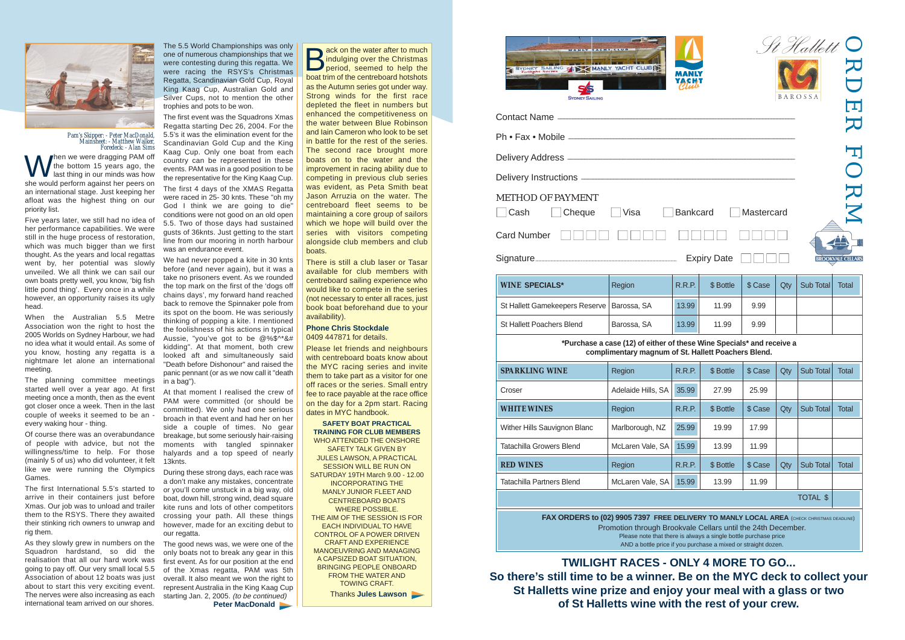Pam's Skipper: - Peter MacDonald, Mainsheet: - Matthew Walker, Foredeck: - Alan Sims

When we were dragging PAM off the bottom 15 years ago, the last thing in our minds was how she would perform against her peers on an international stage. Just keeping her afloat was the highest thing on our priority list.

Five years later, we still had no idea of her performance capabilities. We were still in the huge process of restoration, which was much bigger than we first thought. As the years and local regattas went by, her potential was slowly unveiled. We all think we can sail our own boats pretty well, you know, 'big fish little pond thing'. Every once in a while however, an opportunity raises its ugly head.

When the Australian 5.5 Metre Association won the right to host the 2005 Worlds on Sydney Harbour, we had no idea what it would entail. As some of you know, hosting any regatta is a nightmare let alone an international meeting.

The planning committee meetings started well over a year ago. At first meeting once a month, then as the event got closer once a week. Then in the last couple of weeks it seemed to be an - every waking hour - thing.

Of course there was an overabundance of people with advice, but not the willingness/time to help. For those (mainly 5 of us) who did volunteer, it felt like we were running the Olympics Games.

The first International 5.5's started to arrive in their containers just before Xmas. Our job was to unload and trailer them to the RSYS. There they awaited their stinking rich owners to unwrap and rig them.

As they slowly grew in numbers on the Squadron hardstand, so did the realisation that all our hard work was going to pay off. Our very small local 5.5 Association of about 12 boats was just about to start this very exciting event. The nerves were also increasing as each international team arrived on our shores.

The 5.5 World Championships was only one of numerous championships that we were contesting during this regatta. We were racing the RSYS's Christmas Regatta, Scandinavian Gold Cup, Royal King Kaag Cup, Australian Gold and Silver Cups, not to mention the other trophies and pots to be won.

The first event was the Squadrons Xmas Regatta starting Dec 26, 2004. For the 5.5's it was the elimination event for the Scandinavian Gold Cup and the King Kaag Cup. Only one boat from each country can be represented in these events. PAM was in a good position to be the representative for the King Kaag Cup.

The first 4 days of the XMAS Regatta were raced in 25- 30 knts. These "oh my God I think we are going to die" conditions were not good on an old open 5.5. Two of those days had sustained gusts of 36knts. Just getting to the start line from our mooring in north harbour was an endurance event.

We had never popped a kite in 30 knts before (and never again), but it was a take no prisoners event. As we rounded the top mark on the first of the 'dogs off chains days', my forward hand reached back to remove the Spinnaker pole from its spot on the boom. He was seriously thinking of popping a kite. I mentioned the foolishness of his actions in typical Aussie, "you've got to be @%$^*&# kidding". At that moment, both crew looked aft and simultaneously said "Death before Dishonour" and raised the panic pennant (or as we now call it "death in a bag").

At that moment I realised the crew of PAM were committed (or should be committed). We only had one serious broach in that event and had her on her side a couple of times. No gear breakage, but some seriously hair-raising moments with tangled spinnaker halyards and a top speed of nearly 13knts.

During these strong days, each race was a don't make any mistakes, concentrate or you'll come unstuck in a big way, old boat, down hill, strong wind, dead square kite runs and lots of other competitors crossing your path. All these things however, made for an exciting debut to our regatta.

The good news was, we were one of the only boats not to break any gear in this first event. As for our position at the end of the Xmas regatta, PAM was 5th overall. It meant we won the right to represent Australia in the King Kaag Cup starting Jan. 2, 2005. *(to be continued)*

**Peter MacDonald**

Back on the water after to much indulging over the Christmas period, seemed to help the boat trim of the centreboard hotshots as the Autumn series got under way. Strong winds for the first race depleted the fleet in numbers but enhanced the competitiveness on the water between Blue Robinson and Iain Cameron who look to be set in battle for the rest of the series. The second race brought more boats on to the water and the improvement in racing ability due to competing in previous club series was evident, as Peta Smith beat Jason Arruzia on the water. The centreboard fleet seems to be maintaining a core group of sailors which we hope will build over the series with visitors competing alongside club members and club boats.

There is still a club laser or Tasar available for club members with centreboard sailing experience who would like to compete in the series (not necessary to enter all races, just book boat beforehand due to your availability).

**Phone Chris Stockdale**
0409 447871 for details.

Please let friends and neighbours with centreboard boats know about the MYC racing series and invite them to take part as a visitor for one off races or the series. Small entry fee to race payable at the race office on the day for a 2pm start. Racing dates in MYC handbook.

**SAFETY BOAT PRACTICAL TRAINING FOR CLUB MEMBERS**

WHO ATTENDED THE ONSHORE SAFETY TALK GIVEN BY JULES LAWSON, A PRACTICAL SESSION WILL BE RUN ON SATURDAY 19TH March 9.00 - 12.00 INCORPORATING THE MANLY JUNIOR FLEET AND CENTREBOARD BOATS WHERE POSSIBLE. THE AIM OF THE SESSION IS FOR EACH INDIVIDUAL TO HAVE CONTROL OF A POWER DRIVEN CRAFT AND EXPERIENCE MANOEUVRING AND MANAGING A CAPSIZED BOAT SITUATION, BRINGING PEOPLE ONBOARD FROM THE WATER AND TOWING CRAFT.

Thanks **Jules Lawson**

# ORDER FORM

St Hallett BAROSSA — Sydney Sailing — Manly Yacht Club — Brookvale Cellars

Contact Name ____________________

Ph • Fax • Mobile ____________________

Delivery Address ____________________

Delivery Instructions ____________________

METHOD OF PAYMENT

☐ Cash ☐ Cheque ☐ Visa ☐ Bankcard ☐ Mastercard

Card Number ☐☐☐☐ ☐☐☐☐ ☐☐☐☐ ☐☐☐☐

Signature ____________________ Expiry Date ☐☐☐☐

| WINE SPECIALS* | Region | R.R.P. | $ Bottle | $ Case | Qty | Sub Total | Total |
|---|---|---|---|---|---|---|---|
| St Hallett Gamekeepers Reserve | Barossa, SA | 13.99 | 11.99 | 9.99 | | | |
| St Hallett Poachers Blend | Barossa, SA | 13.99 | 11.99 | 9.99 | | | |
| **\*Purchase a case (12) of either of these Wine Specials\* and receive a complimentary magnum of St. Hallett Poachers Blend.** | | | | | | | |
| **SPARKLING WINE** | Region | R.R.P. | $ Bottle | $ Case | Qty | Sub Total | Total |
| Croser | Adelaide Hills, SA | 35.99 | 27.99 | 25.99 | | | |
| **WHITE WINES** | Region | R.R.P. | $ Bottle | $ Case | Qty | Sub Total | Total |
| Wither Hills Sauvignon Blanc | Marlborough, NZ | 25.99 | 19.99 | 17.99 | | | |
| Tatachilla Growers Blend | McLaren Vale, SA | 15.99 | 13.99 | 11.99 | | | |
| **RED WINES** | Region | R.R.P. | $ Bottle | $ Case | Qty | Sub Total | Total |
| Tatachilla Partners Blend | McLaren Vale, SA | 15.99 | 13.99 | 11.99 | | | |
| | | | | | | TOTAL $ | |

**FAX ORDERS to (02) 9905 7397 FREE DELIVERY TO MANLY LOCAL AREA** (CHECK CHRISTMAS DEADLINE)
Promotion through Brookvale Cellars until the 24th December.
Please note that there is always a single bottle purchase price AND a bottle price if you purchase a mixed or straight dozen.

## TWILIGHT RACES - ONLY 4 MORE TO GO...

**So there's still time to be a winner. Be on the MYC deck to collect your St Halletts wine prize and enjoy your meal with a glass or two of St Halletts wine with the rest of your crew.**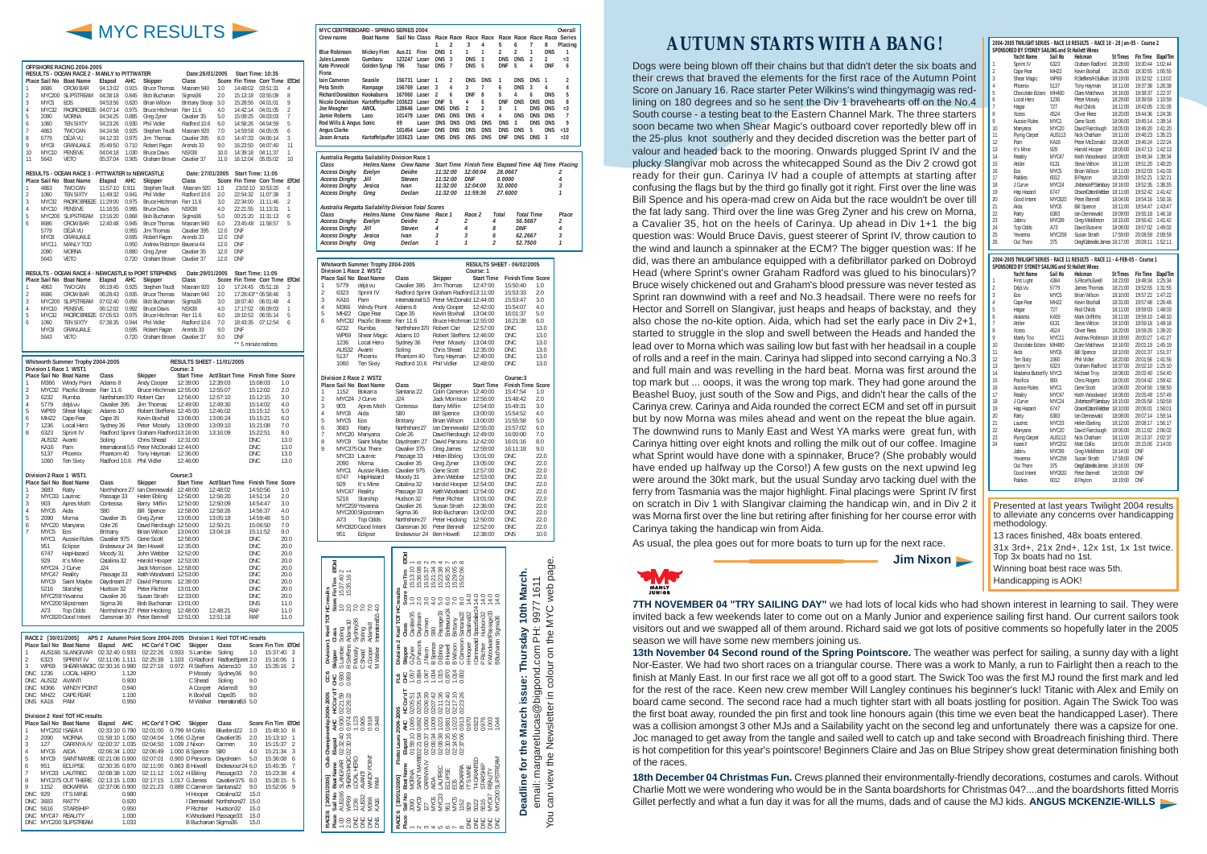# MYC RESULTS

## OFFSHORE RACING 2004-2005

### RESULTS - OCEAN RACE 2 - MANLY to PITTWATER — Date:26/01/2005 — Start Time: 10:35

| Place | Sail No | Boat Name | Elapsd | AHC | Skipper | Class | Score | Fin Time | Corr Time | ETOrd |
|---|---|---|---|---|---|---|---|---|---|---|
| 1 | 8686 | CROW BAR | 04:13:02 | 0.915 | Bruce Thomas | Masram 940 | 1.0 | 14:48:02 | 03:51:31 | 4 |
| 2 | MYC200 | SLIPSTREAM | 04:38:18 | 0.845 | Bob Buchanan | Sigma36 | 2.0 | 15:13:18 | 03:55:09 | 8 |
| 3 | MYC5 | EOS | 04:53:56 | 0.820 | Brian Wilson | Brittany Sloop | 3.0 | 15:28:56 | 04:01:01 | 9 |
| 4 | MYC32 | PACIFIC BREEZE | 04:07:14 | 0.975 | Bruce Hitchman | Farr 11.6 | 4.0 | 14:42:14 | 04:01:05 | 2 |
| 5 | 2080 | MORNA | 04:34:25 | 0.885 | Greg Zyner | Cavalier 35 | 5.0 | 15:09:25 | 04:03:03 | 7 |
| 6 | 1060 | TEN SIXTY | 04:23:26 | 0.930 | Phil Vidler | Radford 10.6 | 6.0 | 14:58:26 | 04:04:59 | 5 |
| 7 | 4863 | TWO CAN | 04:24:58 | 0.925 | Stephen Traudt | Masram 920 | 7.0 | 14:59:58 | 04:05:05 | 6 |
| 8 | 5779 | DÉJÀ VU | 04:12:33 | 0.975 | Jim Thomas | Cavalier 395 | 8.0 | 14:47:33 | 04:06:14 | 3 |
| 9 | MYC8 | GRANUAILE | 05:48:50 | 0.710 | Robert Pagan | Arends 33 | 9.0 | 16:23:50 | 04:07:40 | 11 |
| 10 | MYC10 | PENSIVE | 04:04:18 | 1.030 | Bruce Davis | NSX38 | 10.0 | 14:39:18 | 04:11:37 | 1 |
| 11 | 5643 | VETO | 05:37:04 | 0.905 | Graham Brown | Cavalier 37 | 11.0 | 16:12:04 | 05:05:02 | 10 |

### RESULTS - OCEAN RACE 3 - PITTWATER to NEWCASTLE — Date: 27/01/2005 — Start Time: 11:05

| Place | Sail No | Boat Name | Elapsd | AHC | Skipper | Class | Score | Fin Time | Corr Time | ETOrd |
|---|---|---|---|---|---|---|---|---|---|---|
| 1 | 4863 | TWO CAN | 11:57:10 | 0.911 | Stephen Traudt | Masram 920 | 1.0 | 23:02:10 | 10:53:25 | 4 |
| 2 | 1060 | TEN SIXTY | 11:49:32 | 0.941 | Phil Vidler | Radford 10.6 | 2.0 | 22:54:32 | 11:07:38 | 3 |
| 3 | MYC32 | PACIFIC BREEZE | 11:29:00 | 0.971 | Bruce Hitchman | Farr 11.6 | 3.0 | 22:34:00 | 11:11:46 | 2 |
| 4 | MYC10 | PENSIVE | 11:16:55 | 0.995 | Bruce Davis | NSX38 | 4.0 | 22:21:55 | 11:13:31 | 1 |
| 5 | MYC200 | SLIPSTREAM | 13:16:20 | 0.868 | Bob Buchanan | Sigma36 | 5.0 | 00:21:20 | 11:31:13 | 6 |
| 6 | 8686 | CROW BAR | 12:40:48 | 0.945 | Bruce Thomas | Masram 940 | 6.0 | 23:45:48 | 11:58:57 | 5 |
| | 5779 | DÉJÀ VU | | 0.955 | Jim Thomas | Cavalier 395 | 12.0 | DNF | | |
| | MYC8 | GRANUAILE | | 0.695 | Robert Pagan | Arends 33 | 12.0 | DNF | | |
| | MYC11 | MANLY TOO | | 0.960 | Andrew Robinson | Bavaria 44 | 12.0 | DNF | | |
| | 2080 | MORNA | | 0.880 | Greg Zyner | Cavalier 35 | 12.0 | DNF | | |
| | 5643 | VETO | | 0.720 | Graham Brown | Cavalier 37 | 12.0 | DNF | | |

### RESULTS - OCEAN RACE 4 - NEWCASTLE to PORT STEPHENS — Date:29/01/2005 — Start Time: 11:05

| Place | Sail No | Boat Name | Elapsd | AHC | Skipper | Class | Score | Fin Time | Corr Time | ETOrd |
|---|---|---|---|---|---|---|---|---|---|---|
| 1 | 4863 | TWO CAN | 06:19:45 | 0.925 | Stephen Traudt | Masram 920 | 1.0 | 17:24:45 | 05:51:16 | 2 |
| 2 | 8686 | CROW BAR | 06:28:43 | 0.935 | Bruce Thomas | Masram 940 | 2.0 | 17:28:43** | 05:58:46 | 3 |
| 3 | MYC200 | SLIPSTREAM | 07:02:40 | 0.856 | Bob Buchanan | Sigma36 | 3.0 | 18:07:40 | 06:01:48 | 4 |
| 4 | MYC10 | PENSIVE | 06:12:02 | 0.992 | Bruce Davis | NSX38 | 4.0 | 17:17:02 | 06:09:03 | 1 |
| 5 | MYC32 | PACIFIC BREEZE | 07:05:53 | 0.975 | Bruce Hitchman | Farr 11.6 | 5.0 | 18:10:53 | 06:55:14 | 5 |
| 6 | 1060 | TEN SIXTY | 07:38:35 | 0.944 | Phil Vidler | Radford 10.6 | 7.0 | 18:43:35 | 07:12:54 | 6 |
| | MYC8 | GRANUAILE | | 0.695 | Robert Pagan | Arends 33 | 9.0 | DNF | | |
| | 5643 | VETO | | 0.720 | Graham Brown | Cavalier 37 | 9.0 | DNF | | |

** 5 minute redress

## Whitworth Summer Trophy 2004-2005 — RESULTS SHEET - 11/01/2005

### Division 1 Race 1 WST1 — Course: 3

| Place | Sail No | Boat Name | Class | Skipper | Start Time | Act/Start Time | Finish Time | Score |
|---|---|---|---|---|---|---|---|---|
| 1 | M366 | Windy Point | Adams 8 | Andy Cooper | 12:39:00 | 12:39:03 | 15:08:03 | 1.0 |
| 2 | MYC32 | Pacific Breeze | Farr 11.6 | Bruce Hitchman | 12:55:00 | 12:55:07 | 15:12:02 | 2.0 |
| 3 | 6232 | Rumba | Northshore370 | Robert Carr | 12:56:00 | 12:57:10 | 15:12:15 | 3.0 |
| 4 | 5779 | déjà vu | Cavalier 395 | Jim Thomas | 12:49:00 | 12:49:30 | 15:14:02 | 4.0 |
| 5 | WP69 | Shear Magic | Adams 10 | Robert Steffens | 12:45:00 | 12:46:02 | 15:15:12 | 5.0 |
| 6 | MH22 | Cape Fear | Cape 35 | Kevin Boxhall | 13:06:00 | 13:06:24 | 15:15:21 | 6.0 |
| 7 | 1236 | Local Hero | Sydney 36 | Peter Mosely | 13:09:00 | 13:09:10 | 15:21:08 | 7.0 |
| 8 | 6323 | Sprint IV | Radford Sprint | Graham Radford | 13:16:00 | 13:16:09 | 15:22:51 | 8.0 |
| | AUS32 | Avanti | Soling | Chris Shead | 12:31:00 | | DNC | 13.0 |
| | KA16 | Pam | International 5.5 | Peter McDonald | 12:44:00 | | DNC | 13.0 |
| | 5137 | Phoenix | Phantom 40 | Tony Hayman | 12:36:00 | | DNC | 13.0 |
| | 1060 | Ten Sixty | Radford 10.6 | Phil Vidler | 12:46:00 | | DNC | 13.0 |

### Division 2 Race 1 WST2 — Course:3

| Place | Sail No | Boat Name | Class | Skipper | Start Time | Act/Start Time | Finish Time | Score |
|---|---|---|---|---|---|---|---|---|
| 1 | 3683 | Ratty | Northshore 27 | Ian Dennewald | 12:48:00 | 12:48:02 | 14:50:56 | 1.0 |
| 2 | MYC33 | Lautrec | Passage 33 | Helen Ebling | 12:56:00 | 12:56:20 | 14:51:14 | 2.0 |
| 3 | 903 | Apres Moth | Contessa | Barry Miflin | 12:50:00 | 12:50:09 | 14:54:47 | 3.0 |
| 4 | MYC6 | Aida | S80 | Bill Spence | 12:58:00 | 12:58:26 | 14:56:37 | 4.0 |
| 5 | 2090 | Morna | Cavalier 35 | Greg Zyner | 13:05:00 | 13:05:18 | 14:59:48 | 5.0 |
| 6 | MYC20 | Manyana | Cole 26 | David Fairclough | 12:50:00 | 12:50:21 | 15:06:50 | 7.0 |
| 7 | MYC5 | Eos | Brittany | Brian Wilson | 13:04:00 | 13:04:16 | 15:11:52 | 9.0 |
| | MYC1 | Aussie Rules | Cavalier 975 | Gene Scott | 12:56:00 | | DNC | 20.0 |
| | 951 | Eclipse | Endeavour 24 | Ben Howell | 12:35:00 | | DNC | 20.0 |
| | 6747 | HapHazard | Moody 31 | John Webber | 12:52:00 | | DNC | 20.0 |
| | 929 | It's Mine | Catalina 32 | Harold Hooper | 12:53:00 | | DNC | 20.0 |
| | MYC24 | J Curve | J24 | Jack Morrison | 12:58:00 | | DNC | 20.0 |
| | MYC47 | Reality | Passage 33 | Keith Woodward | 12:53:00 | | DNC | 20.0 |
| | MYC9 | Saint Maybe | Daydream 27 | David Parsons | 12:39:00 | | DNC | 20.0 |
| | 5216 | Starship | Hudson 32 | Peter Richter | 13:01:00 | | DNC | 20.0 |
| | MYC259 | Yevanna | Cavalier 26 | Susan Strath | 12:33:00 | | DNC | 20.0 |
| | MYC200 | Slipstream | Sigma 36 | Bob Buchanan | 13:01:00 | | DNS | 11.0 |
| | A73 | Top Odds | Northshore 27 | Peter Hocking | 12:48:00 | 12:48:21 | RAF | 11.0 |
| | MYC820 | Good Intent | Clansman 30 | Peter Bennell | 12:51:00 | 12:51:18 | RAF | 11.0 |

## RACE 2 [30/01/2005] APS 2 Autumn Point Score 2004-2005 Division 1 Keel TOT HC results

| Place | Sail No | Boat Name | Elapsd | AHC | HC Corr'd T | CHC | Skipper | Class | Score | Fin Time | ETOrd |
|---|---|---|---|---|---|---|---|---|---|---|---|
| 1 | AUS166 | SLANGIVAR | 02:32:40 | 0.933 | 02:22:26 | 0.933 | S Lambie | Soling | 1.0 | 15:37:40 | 3 |
| 2 | 6323 | SPRINT IV | 02:11:06 | 1.111 | 02:25:39 | 1.103 | G Radford | Radford Sprint | 2.0 | 15:16:06 | 1 |
| 3 | WP69 | SHEAR MAGIC | 02:30:16 | 0.980 | 02:27:16 | 0.972 | R Steffens | Adams10 | 3.0 | 15:35:16 | 2 |
| DNC | 1236 | LOCAL HERO | | 1.120 | | | P Mosely | Sydney36 | 9.0 | | |
| DNC | AUS32 | AVANTI | | 0.900 | | | C Shead | Soling | 9.0 | | |
| DNC | M366 | WINDY POINT | | 0.940 | | | A Cooper | Adams8 | 9.0 | | |
| DNC | MH22 | CAPE FEAR | | 1.100 | | | K Boxhall | Cape35 | 9.0 | | |
| DNS | KA16 | PAM | | 0.950 | | | M Walker | International5.5 | 5.0 | | |

### Division 2 Keel TOT HC results

| Place | Sail No | Boat Name | Elapsd | AHC | HC Cor'd T | CHC | Skipper | Class | Score | Fin Time | ETOrd |
|---|---|---|---|---|---|---|---|---|---|---|---|
| 1 | MYC202 | ISAEA II | 02:33:10 | 0.790 | 02:01:00 | 0.799 | M Collis | Bluebird22 | 1.0 | 15:48:10 | 8 |
| 2 | 2090 | MORNA | 01:58:10 | 1.050 | 02:04:04 | 1.056 | G Zyner | Cavalier35 | 2.0 | 15:13:10 | 1 |
| 3 | 127 | CARINYA IV | 02:00:37 | 1.035 | 02:04:50 | 1.039 | J Nixon | Carmen | 3.0 | 15:15:37 | 2 |
| 4 | MYC6 | AIDA | 02:06:34 | 1.002 | 02:06:49 | | B Spence | S80 | 4.0 | 15:21:34 | 3 |
| 5 | MYC9 | SAINT MAYBE | 02:21:08 | 0.900 | 02:07:01 | 0.900 | D Parsons | Daydream | 5.0 | 15:36:08 | 6 |
| 6 | 951 | ECLIPSE | 02:30:35 | 0.870 | 02:11:00 | 0.863 | B Howell | Endeavour24 | 6.0 | 15:45:35 | 7 |
| 7 | MYC33 | LAUTREC | 02:08:38 | 1.020 | 02:11:12 | 1.012 | H Ebling | Passage33 | 7.0 | 15:23:38 | 4 |
| 8 | MYC375 | OUT THERE | 02:13:15 | 1.030 | 02:17:15 | 1.017 | G James | Cavalier375 | 8.0 | 15:28:15 | 5 |
| 9 | 1152 | BOKARRA | 02:37:06 | 0.900 | 02:21:23 | 0.889 | C Cameron | Santana22 | 9.0 | 15:52:06 | 9 |
| DNC | 929 | IT'S MINE | | 0.980 | | | H Hooper | Catalina32 | 15.0 | | |
| DNC | 3683 | RATTY | | 0.920 | | | I Denewald | Northshore27 | 15.0 | | |
| DNC | 5616 | STARSHIP | | 0.950 | | | P Richter | Hudson32 | 15.0 | | |
| DNC | MYC47 | REALITY | | 1.000 | | | K Woodward | Passage33 | 15.0 | | |
| DNC | MYC200 | SLIPSTREAM | | 1.033 | | | B Buchanan | Sigma36 | 15.0 | | |

## RACE 6 [30/01/2005] CC6 Club Championship 2005-2005 Division 1 Keel TOT HC results

| Place | Sail No | Boat Name | Elapsd | AHC | HC Cor'd T | CHC | Skipper | Class | Score | Fin Time | ETOrd |
|---|---|---|---|---|---|---|---|---|---|---|---|
| 1.00 | AUS166 | SLANGIVAR | 02:32:40 | 0.930 | 02:21:59 | 0.930 | S Lambie | Soling | 1.0 | 15:37:40 | 2 |
| 2.00 | WP69 | SHEAR MAGIC | 02:30:16 | 0.980 | 02:26:22 | | R Steffens | Adams10 | 2.0 | 15:35:16 | 1 |
| DNC | 1236 | LOCAL HERO | | 1.123 | | | P Mosely | Sydney36 | 7.0 | | |
| DNC | AUS32 | AVANTI | | 0.905 | | | C Shead | Soling | 7.0 | | |
| DNC | M366 | WINDY POINT | | 0.918 | | | A Cooper | Adams8 | 7.0 | | |
| DNS | KA16 | PAM | | 0.948 | | | M Walker | International5.5 | 4.0 | | |

## RACE 6 [30/01/2005] FL6 Flotto Luxon 2004-2005 Division 2 Keel TOT HC results

| Place | Sail No | Boat Name | Elapsd | AHC | HC Cor'd T | CHC | Skipper | Class | Score | Fin Time | ETOrd |
|---|---|---|---|---|---|---|---|---|---|---|---|
| 1 | 2090 | MORNA | 01:58:10 | 1.050 | 02:05:51 | 1.057 | G Zyner | Cavalier35 | 1.0 | 15:13:10 | 1 |
| 2 | MYC9 | SAINT MAYBE | 02:21:08 | 0.880 | 02:05:55 | 0.884 | D Parsons | Daydream | 2.0 | 15:36:08 | 6 |
| 3 | 127 | CARINYA IV | 02:00:37 | 1.036 | 02:06:03 | 1.042 | J Nixon | Carmen | 3.0 | 15:15:37 | 2 |
| 4 | MYC6 | AIDA | 02:06:34 | 1.009 | 02:07:42 | 1.004 | B Spence | S80 | 4.0 | 15:21:34 | 3 |
| 5 | MYC33 | LAUTREC | 02:08:38 | 1.011 | 02:11:36 | 1.016 | H Ebling | Passage33 | 5.0 | 15:23:38 | 4 |
| 6 | 951 | ECLIPSE | 02:30:35 | 0.873 | 02:11:29 | 0.865 | B Howell | Endeavour24 | 6.0 | 15:45:35 | 7 |
| 7 | MYC5 | EOS | 02:14:05 | 0.970 | 02:17:10 | 0.974 | B Wilson | Brittany | 7.0 | 15:29:05 | 5 |
| 8 | 1152 | BOKARRA | 02:37:06 | 0.900 | 02:23:26 | 0.902 | C Cameron | Santana22 | 8.0 | 15:52:06 | 8 |
| DNC | 929 | IT'S MINE | | 0.970 | | | H Hooper | Catalina32 | 14.0 | | |
| DNC | 3683 | RATTY | | 0.923 | | | I Denewald | Northshore27 | 14.0 | | |
| DNC | 5616 | STARSHIP | | 0.959 | | | P Richter | Hudson32 | 14.0 | | |
| DNC | MYC47 | REALITY | | 1.003 | | | K Woodward | Passage33 | 14.0 | | |
| DNC | MYC200 | SLIPSTREAM | | 1.044 | | | B Buchanan | Sigma36 | 14.0 | | |

**Deadline for the March issue: Thursday 10th March.**
email: margaretlucas@bigpond.com PH: 9977 1611
You can view the Newsletter in colour on the MYC web page.

## MYC CENTREBOARD - SPRING SERIES 2004

| Crew name | Boat Name | Sail No | Class | Race 1 | Race 2 | Race 3 | Race 4 | Race 5 | Race 6 | Race 7 | Race 8 | Overall Series Placing |
|---|---|---|---|---|---|---|---|---|---|---|---|---|
| Blue Robinson | Mickey Finn | Aus 21 | Finn | DNS | 1 | 1 | 1 | 2 | 2 | 1 | DNS | 1 |
| Jules Lawson | Gumbaru | 123247 | Laser | DNS | 3 | DNS | 3 | DNS | DNS | 2 | 2 | =3 |
| Kate Pinnock/ Fiona | Golden Syrup | 796 | Tasar | DNS | 7 | DNS | 5 | DNF | 5 | 4 | DNF | 6 |
| Iain Cameron | Seanile | 156731 | Laser | 1 | 2 | DNS | DNS | 1 | DNS | DNS | 1 | 2 |
| Peta Smith | Rampage | 156769 | Laser | 3 | 4 | 3 | 7 | 6 | DNS | 3 | 4 | 4 |
| Richard Donaldson | Kookaburra | 167060 | Laser | 2 | 6 | DNF | 8 | 5 | 4 | 6 | DNS | 5 |
| Nicole Donaldson | Kartoffelpuffer | 103623 | Laser | DNF | 5 | 4 | 6 | DNF | DNS | DNS | DNS | 8 |
| Joe Meagher | AWOL | 128646 | Laser | DNS | DNS | 2 | 2 | 3 | 1 | DNS | DNS | =3 |
| Jamie Roberts | Laso | 101479 | Laser | DNS | DNS | DNS | 4 | 4 | DNS | DNS | DNS | 7 |
| Rod Wills & Angus | Sonic | 69 | Laser | DNS | DNS | DNS | DNS | DNS | 3 | DNS | DNS | 9 |
| Angus Clarke | | 101454 | Laser | DNS | DNS | DNS | DNS | DNS | DNS | 5 | DNS | =10 |
| Jason Arruzia | Kartoffelpuffer | 103623 | Laser | DNS | DNS | DNS | DNS | DNS | DNS | DNS | 3 | =10 |

### Australia Regatta Sailability Division Race 1

| Class | Helms Name | Crew Name | Start Time | Finish Time | Elapsed Time | Adj Time | Place |
|---|---|---|---|---|---|---|---|
| Access Dinghy | Evelyn | Deidre | 11:32:00 | 12:00:04 | 28.0667 | | 2 |
| Access Dinghy | Jill | Steven | 11:32:00 | DNF | 0.000 | | 4 |
| Access Dinghy | Jesica | Ivan | 11:32:00 | 12:04:00 | 32.0000 | | 3 |
| Access Dinghy | Greg | Declan | 11:32:00 | 11:59:36 | 27.6000 | | 1 |

### Australia Regatta Sailability Division Total Scores

| Class | Helms Name | Crew Name | Race 1 | Race 2 | Total | Total Time | Place |
|---|---|---|---|---|---|---|---|
| Access Dinghy | Evelyn | Deidre | 2 | 2 | 4 | 56.5667 | 2 |
| Access Dinghy | Jill | Steven | 4 | 4 | 8 | DNF | 4 |
| Access Dinghy | Jesica | Ivan | 3 | 3 | 6 | 62.2667 | 3 |
| Access Dinghy | Greg | Declan | 1 | 1 | 2 | 52.7500 | 1 |

## Whitworth Summer Trophy 2004-2005 — RESULTS SHEET - 06/02/2005

### Division 1 Race 2 WST2 — Course: 1

| Place | Sail No | Boat Name | Class | Skipper | Start Time | Finish Time | Score |
|---|---|---|---|---|---|---|---|
| 1 | 5779 | déjà vu | Cavalier 395 | Jim Thomas | 12:47:00 | 15:50:40 | 1.0 |
| 2 | 6323 | Sprint IV | Radford Sprint | Graham Radford | 13:11:00 | 15:53:33 | 2.0 |
| 3 | KA16 | Pam | International 5.5 | Peter McDonald | 12:44:00 | 15:53:47 | 3.0 |
| 4 | M366 | Windy Point | Adams 8 | Andy Cooper | 12:42:00 | 15:54:07 | 4.0 |
| 5 | MH22 | Cape Fear | Cape 35 | Kevin Boxhall | 13:03:00 | 16:01:37 | 5.0 |
| 6 | MYC32 | Pacific Breeze | Farr 11.6 | Bruce Hitchman | 12:55:00 | 16:21:38 | 6.0 |
| | 6232 | Rumba | Northshore 370 | Robert Carr | 12:57:00 | DNC | 13.0 |
| | WP69 | Shear Magic | Adams 10 | Robert Steffens | 12:46:00 | DNC | 13.0 |
| | 1236 | Local Hero | Sydney 36 | Peter Mosely | 13:04:00 | DNC | 13.0 |
| | AUS32 | Avanti | Soling | Chris Shead | 12:35:00 | DNC | 13.0 |
| | 5137 | Phoenix | Phantom 40 | Tony Hayman | 12:40:00 | DNC | 13.0 |
| | 1060 | Ten Sixty | Radford 10.6 | Phil Vidler | 12:48:00 | DNC | 13.0 |

### Division 2 Race 2 WST2 — Course:3

| Place | Sail No | Boat Name | Class | Skipper | Start Time | Finish Time | Score |
|---|---|---|---|---|---|---|---|
| 1 | 1152 | Bokarra | Santana 22 | Colin Cameron | 12:40:00 | 15:47:54 | 1.0 |
| 2 | MYC24 | J Curve | J24 | Jack Morrison | 12:56:00 | 15:48:22 | 2.0 |
| 3 | 903 | Apres Moth | Contessa | Barry Miflin | 12:54:00 | 15:49:31 | 3.0 |
| 4 | MYC6 | Aida | S80 | Bill Spence | 13:00:00 | 15:54:52 | 4.0 |
| 5 | MYC5 | Eos | Brittany | Brian Wilson | 13:00:00 | 15:55:58 | 5.0 |
| 6 | 3683 | Ratty | Northshore 27 | Ian Dennewald | 12:55:00 | 15:57:02 | 6.0 |
| 7 | MYC20 | Manyana | Cole 26 | David Fairclough | 12:49:00 | 16:00:00 | 7.0 |
| 8 | MYC9 | Saint Maybe | Daydream 27 | David Parsons | 12:42:00 | 16:01:16 | 8.0 |
| 9 | MYC375 | Out There | Cavalier 375 | Greg James | 12:59:00 | 16:11:18 | 9.0 |
| | MYC33 | Lautrec | Passage 33 | Helen Ebling | 13:01:00 | DNC | 22.0 |
| | 2090 | Morna | Cavalier 35 | Greg Zyner | 13:05:00 | DNC | 22.0 |
| | MYC1 | Aussie Rules | Cavalier 975 | Gene Scott | 12:57:00 | DNC | 22.0 |
| | 6747 | HapHazard | Moody 31 | John Webber | 12:53:00 | DNC | 22.0 |
| | 929 | It's Mine | Catalina 32 | Harold Hooper | 12:53:00 | DNC | 22.0 |
| | MYC47 | Reality | Passage 33 | Keith Woodward | 12:54:00 | DNC | 22.0 |
| | 5216 | Starship | Hudson 32 | Peter Richter | 13:01:00 | DNC | 22.0 |
| | MYC259 | Yevanna | Cavalier 26 | Susan Strath | 12:36:00 | DNC | 22.0 |
| | MYC200 | Slipstream | Sigma 36 | Bob Buchanan | 13:02:00 | DNC | 22.0 |
| | A73 | Top Odds | Northshore 27 | Peter Hocking | 12:50:00 | DNC | 22.0 |
| | MYC820 | Good Intent | Clansman 30 | Peter Bennell | 12:52:00 | DNC | 22.0 |
| | 951 | Eclipse | Endeavour 24 | Ben Howell | 12:38:00 | DNS | 10.0 |

# AUTUMN STARTS WITH A BANG!

Dogs were being blown off their chains but that didn't deter the six boats and their crews that braved the elements for the first race of the Autumn Point Score on January 16. Race starter Peter Wilkins's wind thingymagig was redlining on 180 degrees and so he sent the Div 1 bravehearts off on the No.4 South course - a testing beat to the Eastern Channel Mark. The three starters soon became two when Shear Magic's outboard cover reportedly blew off in the 25-plus knot southerly and they decided discretion was the better part of valour and headed back to the mooring. Onwards plugged Sprint IV and the plucky Slangivar mob across the whitecapped Sound as the Div 2 crowd got ready for their gun. Carinya IV had a couple of attempts at starting after confusing the flags but by the third go finally got it right. First over the line was Bill Spence and his opera-mad crew on Aida but the race wouldn't be over till the fat lady sang. Third over the line was Greg Zyner and his crew on Morna, a Cavalier 35, hot on the heels of Carinya. Up ahead in Div 1+1 the big question was: Would Bruce Davis, guest steerer of Sprint IV, throw caution to the wind and launch a spinnaker at the ECM? The bigger question was: If he did, was there an ambulance equipped with a defibrillator parked on Dobroyd Head (where Sprint's owner Graham Radford was glued to his binoculars)? Bruce wisely chickened out and Graham's blood pressure was never tested as Sprint ran downwind with a reef and No.3 headsail. There were no reefs for Hector and Sorrell on Slangivar, just heaps and heaps of backstay, and they also chose the no-kite option. Aida, which had set the early pace in Div 2+1, started to struggle in the slop and swell between the Heads and handed the lead over to Morna which was sailing low but fast with her headsail in a couple of rolls and a reef in the main. Carinya had slipped into second carrying a No.3 and full main and was revelling in the hard beat. Morna was first around the top mark but ... ooops, it was the wrong top mark. They had gone around the Beashel Buoy, just south of the Sow and Pigs, and didn't hear the calls of the Carinya crew. Carinya and Aida rounded the correct ECM and set off in pursuit but by now Morna was miles ahead and went on the repeat the blue again. The downwind runs to Manly East and West YA marks were great fun, with Carinya hitting over eight knots and rolling the milk out of our coffee. Imagine what Sprint would have done with a spinnaker, Bruce? (She probably would have ended up halfway up the Corso!) A few gusts on the next upwind leg were around the 30kt mark, but the usual Sunday arvo tacking duel with the ferry from Tasmania was the major highlight. Final placings were Sprint IV first on scratch in Div 1 with Slangivar claiming the handicap win, and in Div 2 it was Morna first over the line but retiring after finishing for her course error with Carinya taking the handicap win from Aida.

As usual, the plea goes out for more boats to turn up for the next race.

**Jim Nixon**

### 2004-2005 TWILIGHT SERIES - RACE 10 RESULTS - RACE 10 - 28/Jan-05 - Course 2
SPONSORED BY SYDNEY SAILING and St Hellett Wines

| | Yacht Name | Sail No | Helsman | St Times | Fin Time | ElapdTim |
|---|---|---|---|---|---|---|
| 1 | Sprint IV | 6323 | Graham Radford | 18:28:00 | 19:30:44 | 1:02:44 |
| 2 | Cape Fear | MH22 | Kevin Boxhall | 18:25:00 | 19:30:55 | 1:05:55 |
| 3 | Shear Magic | WP69 | R.Steffens/H.Sullivan | 18:19:00 | 19:32:02 | 1:13:02 |
| 4 | Phoenix | 5137 | Tony Hayman | 18:11:00 | 19:37:38 | 1:26:38 |
| 5 | Chocolate Eclare | MH480 | Clare Matthews | 18:16:00 | 19:38:37 | 1:22:37 |
| 6 | Local Hero | 1236 | Peter Mosely | 18:29:00 | 19:39:59 | 1:10:59 |
| 7 | Hagar | 727 | Rod Childs | 18:11:00 | 19:42:05 | 1:31:05 |
| 8 | Xcess | 4524 | Oliver Rees | 18:20:00 | 19:44:36 | 1:24:36 |
| 9 | Aussie Rules | MYC1 | Gene Scott | 18:06:00 | 19:45:14 | 1:39:14 |
| 10 | Manyana | MYC20 | David Fairclough | 18:05:00 | 19:46:20 | 1:41:20 |
| 11 | Flying Carpet | AUS113 | Nick Chatham | 18:11:00 | 19:46:23 | 1:35:23 |
| 12 | Pam | KA16 | Peter McDonald | 18:24:00 | 19:46:24 | 1:22:24 |
| 13 | It's Mine | 929 | Harold Hooper | 18:05:00 | 19:47:13 | 1:42:13 |
| 14 | Reality | MYC47 | Keith Woodward | 18:09:00 | 19:48:34 | 1:39:34 |
| 15 | Atilier | 6131 | Steve Walton | 18:11:00 | 19:51:20 | 1:40:20 |
| 16 | Eos | MYC5 | Brian Wilson | 18:11:00 | 19:52:03 | 1:41:03 |
| 17 | Paldies | 6012 | B Payton | 18:20:00 | 19:52:21 | 1:32:21 |
| 18 | J Curve | MYC24 | J.Morrison/P.Sainsbury | 18:16:00 | 19:52:35 | 1:36:35 |
| 19 | Hap Hazard | 6747 | GrowmOlsteWebber | 18:11:00 | 19:52:42 | 1:41:42 |
| 20 | Good Intent | MYC820 | Peter Bennell | 18:04:00 | 19:54:16 | 1:50:16 |
| 21 | Aida | MYC6 | Bill Spence | 18:11:00 | 19:54:47 | 1:43:47 |
| 22 | Ratty | 6383 | Ian Dennewald | 18:09:00 | 19:55:18 | 1:46:18 |
| 23 | Jabiru | MYC99 | Greg Middleton | 18:15:00 | 19:56:42 | 1:41:42 |
| 24 | Top Odds | A73 | David Burstie | 18:08:00 | 19:57:02 | 1:49:02 |
| 25 | Yevanna | MYC259 | Susan Strath | 17:59:00 | 20:08:59 | 2:09:59 |
| 26 | Out There | 375 | Greg/Gabrielle James | 18:17:00 | 20:09:11 | 1:52:11 |

### 2004-2005 TWILIGHT SERIES - RACE 11 RESULTS - RACE 11 - 4-FEB-05 - Course 1
SPONSORED BY SYDNEY SAILING and St Hellett Wines

| | Yacht Name | Sail No | Helsman | St Times | Fin Time | ElapdTim |
|---|---|---|---|---|---|---|
| 1 | First Light | 4384 | S.Price/N.Ewell | 18:23:00 | 19:48:34 | 1:25:34 |
| 2 | Déjà Vu | 5779 | James Thomas | 18:21:00 | 19:52:55 | 1:31:55 |
| 3 | Eos | MYC5 | Brian Wilson | 18:10:00 | 19:57:22 | 1:47:22 |
| 4 | Cape Fear | MH22 | Kevin Boxhall | 18:31:00 | 19:57:48 | 1:26:48 |
| 5 | Hagar | 727 | Rod Childs | 18:11:00 | 19:59:03 | 1:48:03 |
| 6 | Atalanta | KA65 | Mark Griffiths | 18:11:00 | 19:59:10 | 1:48:10 |
| 7 | Atilier | 6131 | Steve Walton | 18:11:00 | 19:59:18 | 1:48:18 |
| 8 | Xcess | 4524 | Oliver Rees | 18:20:00 | 19:59:20 | 1:39:20 |
| 9 | Manly Too | MYC11 | Andrew Robinson | 18:19:00 | 20:00:27 | 1:41:27 |
| 10 | Chocolate Eclare | MH480 | Clare Matthews | 18:16:00 | 20:01:19 | 1:45:19 |
| 11 | Aida | MYC6 | Bill Spence | 18:10:00 | 20:01:37 | 1:51:37 |
| 12 | Ten Sixty | 1060 | Phil Vidler | 18:20:00 | 20:01:56 | 1:41:56 |
| 13 | Sprint IV | 6323 | Graham Radford | 18:37:00 | 20:02:10 | 1:25:10 |
| 14 | Madama Butterfly | MYC3 | Michael Troy | 18:08:00 | 20:02:40 | 1:54:40 |
| 15 | Pacifica | 885 | Chris Rogers | 18:05:00 | 20:04:42 | 1:59:42 |
| 16 | Aussie Rules | MYC1 | Gene Scott | 18:06:00 | 20:04:50 | 1:58:50 |
| 17 | Reality | MYC47 | Keith Woodward | 18:08:00 | 20:05:49 | 1:57:49 |
| 18 | J Curve | MYC24 | J.Morrison/P.Sainsbury | 18:15:00 | 20:05:58 | 1:50:58 |
| 19 | Hap Hazard | 6747 | GrowmOlsteWebber | 18:10:00 | 20:06:01 | 1:56:01 |
| 20 | Ratty | 6383 | Ian Dennewald | 18:08:00 | 20:07:14 | 1:59:14 |
| 21 | Lautrec | MYC33 | Helen Ebling | 18:12:00 | 20:08:17 | 1:56:17 |
| 22 | Manyana | MYC20 | David Fairclough | 18:05:00 | 20:11:02 | 2:06:02 |
| 23 | Flying Carpet | AUS113 | Nick Chatham | 18:11:00 | 20:13:37 | 2:02:37 |
| 24 | Isaea II | MYC202 | Matt Collis | 18:01:00 | 20:15:00 | 2:14:00 |
| | Jabiru | MYC99 | Greg Middleton | 18:14:00 | DNF | |
| | Yevanna | MYC259 | Susan Strath | 17:59:00 | DNF | |
| | Out There | 375 | Greg/Gabrielle James | 18:16:00 | DNF | |
| | Good Intent | MYC820 | Peter Bennell | 18:03:00 | DNF | |
| | Paldies | 6012 | B Payton | 18:19:00 | DNF | |

Presented at last years Twilight 2004 results to alleviate any concerns over handicapping methodology.

13 races finished, 48x boats entered.

31x 3rd+, 21x 2nd+, 12x 1st, 1x 1st twice.

Top 3x boats had no 1st.

Winning boat best race was 5th.

Handicapping is OK!

MANLY JUNIOR

**7TH NOVEMBER 04 "TRY SAILING DAY"** we had lots of local kids who had shown interest in learning to sail. They were invited back a few weekends later to come out on a Manly Junior and experience sailing first hand. Our current sailors took visitors out and we swapped all of them around. Richard said we got lots of positive comments so hopefully later in the 2005 season we will have some new members joining us.

**13th November 04 Second round of the Spring Pointscore.** The weather was perfect for sailing, a sunny day with a light Nor-Easter. We had two short races on a triangular course. There was a works to Manly, a run to Fairlight then a reach to the finish at Manly East. In our first race we all got off to a good start. The Swick Too was the first MJ round the first mark and led for the rest of the race. Keen new crew member Will Langley continues his beginner's luck! Titanic with Alex and Emily on board came second. The second race had a much tighter start with all boats jostling for position. Again The Swick Too was the first boat away, rounded the pin first and took line honours again (this time we even beat the handicapped Laser). There was a collision amongst 3 other MJs and a Sailability yacht on the second leg and unfortunately there was a capsize for one. Joc managed to get away from the tangle and sailed well to catch up and take second with Broadreach finishing third. There is hot competition for this year's pointscore! Beginners Claire and Jas on Blue Stripey show great determination finishing both of the races.

**18th December 04 Christmas Fun.** Crews planned their environmentally-friendly decorations, costumes and carols. Without Charlie Mott we were wondering who would be in the Santa boardshorts for Christmas 04?....and the boardshorts fitted Morris Gillet perfectly and what a fun day it was for all the mums, dads and of cause the MJ kids. **ANGUS MCKENZIE-WILLS**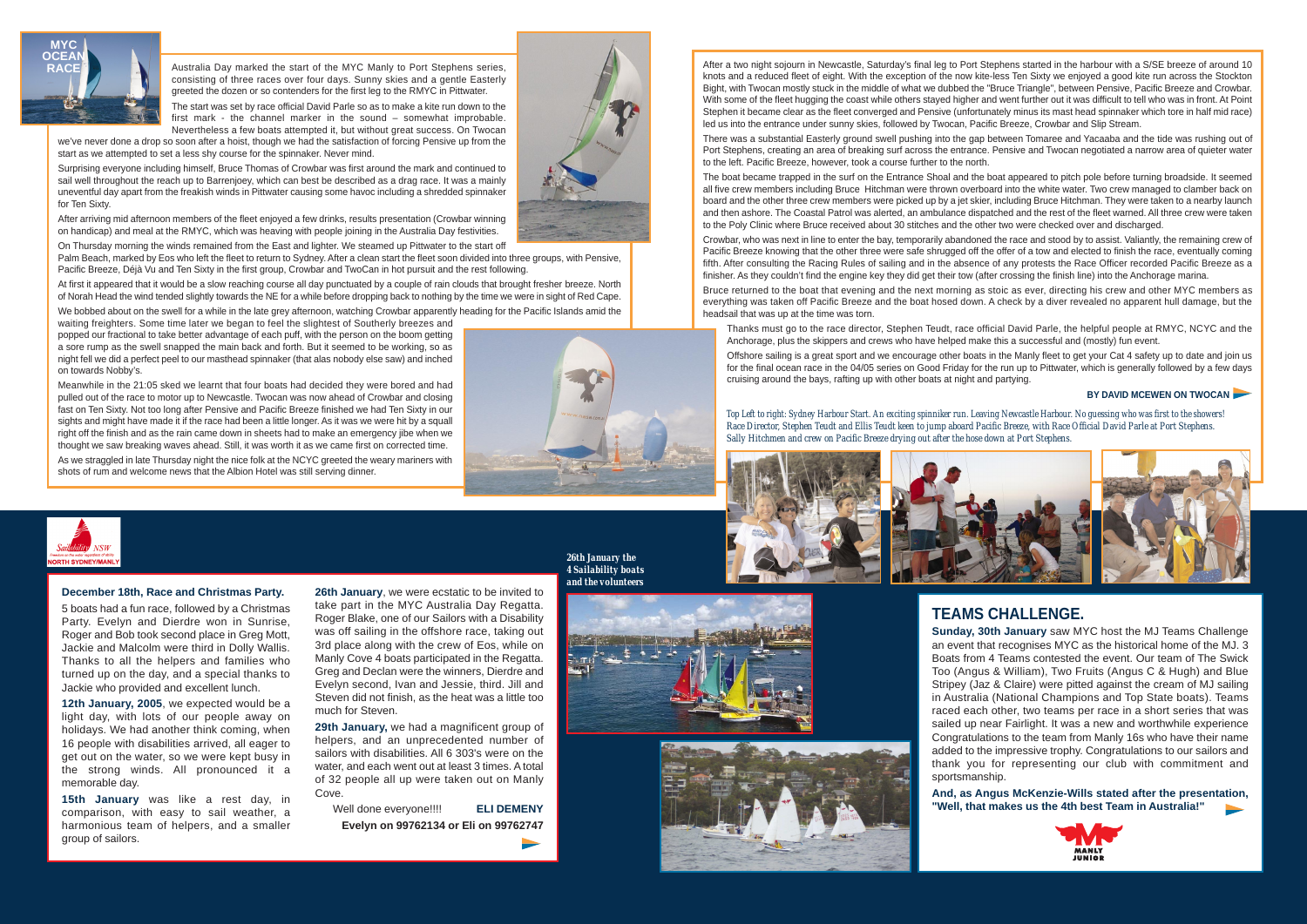## MYC OCEAN RACE

Australia Day marked the start of the MYC Manly to Port Stephens series, consisting of three races over four days. Sunny skies and a gentle Easterly greeted the dozen or so contenders for the first leg to the RMYC in Pittwater.

The start was set by race official David Parle so as to make a kite run down to the first mark - the channel marker in the sound – somewhat improbable. Nevertheless a few boats attempted it, but without great success. On Twocan we've never done a drop so soon after a hoist, though we had the satisfaction of forcing Pensive up from the start as we attempted to set a less shy course for the spinnaker. Never mind.

Surprising everyone including himself, Bruce Thomas of Crowbar was first around the mark and continued to sail well throughout the reach up to Barrenjoey, which can best be described as a drag race. It was a mainly uneventful day apart from the freakish winds in Pittwater causing some havoc including a shredded spinnaker for Ten Sixty.

After arriving mid afternoon members of the fleet enjoyed a few drinks, results presentation (Crowbar winning on handicap) and meal at the RMYC, which was heaving with people joining in the Australia Day festivities.

On Thursday morning the winds remained from the East and lighter. We steamed up Pittwater to the start off Palm Beach, marked by Eos who left the fleet to return to Sydney. After a clean start the fleet soon divided into three groups, with Pensive, Pacific Breeze, Déjà Vu and Ten Sixty in the first group, Crowbar and TwoCan in hot pursuit and the rest following.

At first it appeared that it would be a slow reaching course all day punctuated by a couple of rain clouds that brought fresher breeze. North of Norah Head the wind tended slightly towards the NE for a while before dropping back to nothing by the time we were in sight of Red Cape.

We bobbed about on the swell for a while in the late grey afternoon, watching Crowbar apparently heading for the Pacific Islands amid the waiting freighters. Some time later we began to feel the slightest of Southerly breezes and popped our fractional to take better advantage of each puff, with the person on the boom getting a sore rump as the swell snapped the main back and forth. But it seemed to be working, so as night fell we did a perfect peel to our masthead spinnaker (that alas nobody else saw) and inched on towards Nobby's.

Meanwhile in the 21:05 sked we learnt that four boats had decided they were bored and had pulled out of the race to motor up to Newcastle. Twocan was now ahead of Crowbar and closing fast on Ten Sixty. Not too long after Pensive and Pacific Breeze finished we had Ten Sixty in our sights and might have made it if the race had been a little longer. As it was we were hit by a squall right off the finish and as the rain came down in sheets had to make an emergency jibe when we thought we saw breaking waves ahead. Still, it was worth it as we came first on corrected time.

As we straggled in late Thursday night the nice folk at the NCYC greeted the weary mariners with shots of rum and welcome news that the Albion Hotel was still serving dinner.

After a two night sojourn in Newcastle, Saturday's final leg to Port Stephens started in the harbour with a S/SE breeze of around 10 knots and a reduced fleet of eight. With the exception of the new kite-less Ten Sixty we enjoyed a good kite run across the Stockton Bight, with Twocan mostly stuck in the middle of what we dubbed the "Bruce Triangle", between Pensive, Pacific Breeze and Crowbar. With some of the fleet hugging the coast while others stayed higher and went further out it was difficult to tell who was in front. At Point Stephen it became clear as the fleet converged and Pensive (unfortunately minus its mast head spinnaker which tore in half mid race) led us into the entrance under sunny skies, followed by Twocan, Pacific Breeze, Crowbar and Slip Stream.

There was a substantial Easterly ground swell pushing into the gap between Tomaree and Yacaaba and the tide was rushing out of Port Stephens, creating an area of breaking surf across the entrance. Pensive and Twocan negotiated a narrow area of quieter water to the left. Pacific Breeze, however, took a course further to the north.

The boat became trapped in the surf on the Entrance Shoal and the boat appeared to pitch pole before turning broadside. It seemed all five crew members including Bruce Hitchman were thrown overboard into the white water. Two crew managed to clamber back on board and the other three crew members were picked up by a jet skier, including Bruce Hitchman. They were taken to a nearby launch and then ashore. The Coastal Patrol was alerted, an ambulance dispatched and the rest of the fleet warned. All three crew were taken to the Poly Clinic where Bruce received about 30 stitches and the other two were checked over and discharged.

Crowbar, who was next in line to enter the bay, temporarily abandoned the race and stood by to assist. Valiantly, the remaining crew of Pacific Breeze knowing that the other three were safe shrugged off the offer of a tow and elected to finish the race, eventually coming fifth. After consulting the Racing Rules of sailing and in the absence of any protests the Race Officer recorded Pacific Breeze as a finisher. As they couldn't find the engine key they did get their tow (after crossing the finish line) into the Anchorage marina.

Bruce returned to the boat that evening and the next morning as stoic as ever, directing his crew and other MYC members as everything was taken off Pacific Breeze and the boat hosed down. A check by a diver revealed no apparent hull damage, but the headsail that was up at the time was torn.

Thanks must go to the race director, Stephen Teudt, race official David Parle, the helpful people at RMYC, NCYC and the Anchorage, plus the skippers and crews who have helped make this a successful and (mostly) fun event.

Offshore sailing is a great sport and we encourage other boats in the Manly fleet to get your Cat 4 safety up to date and join us for the final ocean race in the 04/05 series on Good Friday for the run up to Pittwater, which is generally followed by a few days cruising around the bays, rafting up with other boats at night and partying.

**BY DAVID MCEWEN ON TWOCAN**

*Top Left to right: Sydney Harbour Start. An exciting spinniker run. Leaving Newcastle Harbour. No guessing who was first to the showers! Race Director, Stephen Teudt and Ellis Teudt keen to jump aboard Pacific Breeze, with Race Official David Parle at Port Stephens. Sally Hitchmen and crew on Pacific Breeze drying out after the hose down at Port Stephens.*

---

Sailability NSW — NORTH SYDNEY/MANLY

**December 18th, Race and Christmas Party.**

5 boats had a fun race, followed by a Christmas Party. Evelyn and Dierdre won in Sunrise, Roger and Bob took second place in Greg Mott, Jackie and Malcolm were third in Dolly Wallis. Thanks to all the helpers and families who turned up on the day, and a special thanks to Jackie who provided and excellent lunch.

**12th January, 2005**, we expected would be a light day, with lots of our people away on holidays. We had another think coming, when 16 people with disabilities arrived, all eager to get out on the water, so we were kept busy in the strong winds. All pronounced it a memorable day.

**15th January** was like a rest day, in comparison, with easy to sail weather, a harmonious team of helpers, and a smaller group of sailors.

**26th January**, we were ecstatic to be invited to take part in the MYC Australia Day Regatta. Roger Blake, one of our Sailors with a Disability was off sailing in the offshore race, taking out 3rd place along with the crew of Eos, while on Manly Cove 4 boats participated in the Regatta. Greg and Declan were the winners, Dierdre and Evelyn second, Ivan and Jessie, third. Jill and Steven did not finish, as the heat was a little too much for Steven.

**29th January,** we had a magnificent group of helpers, and an unprecedented number of sailors with disabilities. All 6 303's were on the water, and each went out at least 3 times. A total of 32 people all up were taken out on Manly Cove.

Well done everyone!!!! **ELI DEMENY**

**Evelyn on 99762134 or Eli on 99762747**

*26th January the 4 Sailability boats and the volunteers*

## TEAMS CHALLENGE.

**Sunday, 30th January** saw MYC host the MJ Teams Challenge an event that recognises MYC as the historical home of the MJ. 3 Boats from 4 Teams contested the event. Our team of The Swick Too (Angus & William), Two Fruits (Angus C & Hugh) and Blue Stripey (Jaz & Claire) were pitted against the cream of MJ sailing in Australia (National Champions and Top State boats). Teams raced each other, two teams per race in a short series that was sailed up near Fairlight. It was a new and worthwhile experience Congratulations to the team from Manly 16s who have their name added to the impressive trophy. Congratulations to our sailors and thank you for representing our club with commitment and sportsmanship.

**And, as Angus McKenzie-Wills stated after the presentation, "Well, that makes us the 4th best Team in Australia!"**